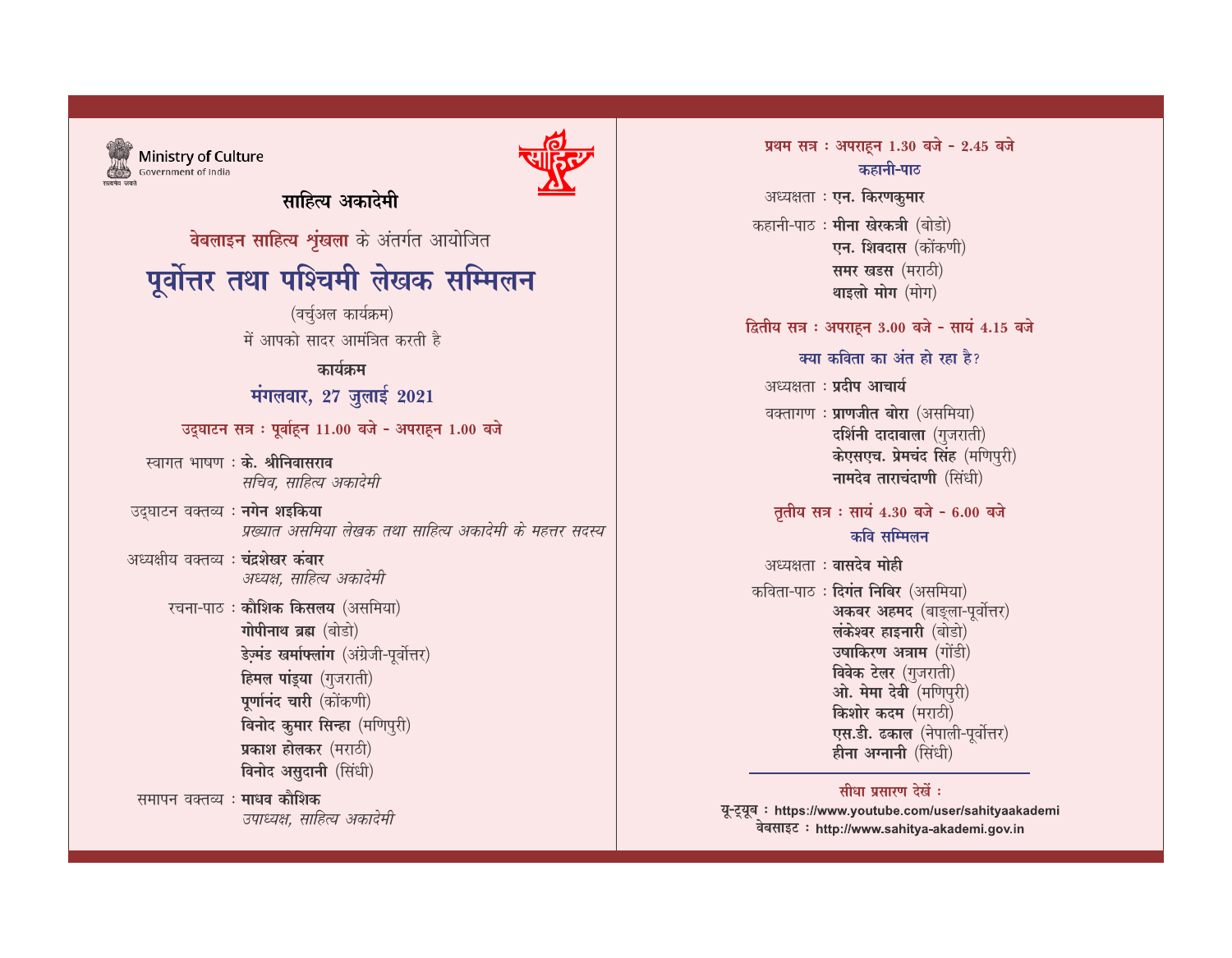Ministry of Culture
Government of India

## साहित्य अकादेमी

**वेबलाइन साहित्य शृंखला** के अंतर्गत आयोजित

# पूर्वोत्तर तथा पश्चिमी लेखक सम्मिलन

(वर्चुअल कार्यक्रम)

में आपको सादर आमंत्रित करती है

**कार्यक्रम**

**मंगलवार, 27 जुलाई 2021**

### उद्घाटन सत्र : पूर्वाह्न 11.00 बजे - अपराह्न 1.00 बजे

स्वागत भाषण : **के. श्रीनिवासराव**
*सचिव, साहित्य अकादेमी*

उद्घाटन वक्तव्य : **नगेन शइकिया**
*प्रख्यात असमिया लेखक तथा साहित्य अकादेमी के महत्तर सदस्य*

अध्यक्षीय वक्तव्य : **चंद्रशेखर कंबार**
*अध्यक्ष, साहित्य अकादेमी*

रचना-पाठ : **कौशिक किसलय** (असमिया)
**गोपीनाथ ब्रह्म** (बोडो)
**डेज़्मंड खर्माफ्लांग** (अंग्रेज़ी-पूर्वोत्तर)
**हिमल पांड्या** (गुजराती)
**पूर्णानंद चारी** (कोंकणी)
**विनोद कुमार सिन्हा** (मणिपुरी)
**प्रकाश होलकर** (मराठी)
**विनोद असुदानी** (सिंधी)

समापन वक्तव्य : **माधव कौशिक**
*उपाध्यक्ष, साहित्य अकादेमी*

### प्रथम सत्र : अपराह्न 1.30 बजे - 2.45 बजे
**कहानी-पाठ**

अध्यक्षता : **एन. किरणकुमार**

कहानी-पाठ : **मीना खेरकत्री** (बोडो)
**एन. शिवदास** (कोंकणी)
**समर खडस** (मराठी)
**थाइलो मोग** (मोग)

### द्वितीय सत्र : अपराह्न 3.00 बजे - सायं 4.15 बजे
**क्या कविता का अंत हो रहा है?**

अध्यक्षता : **प्रदीप आचार्य**

वक्तागण : **प्राणजीत बोरा** (असमिया)
**दर्शिनी दादावाला** (गुजराती)
**केएसएच. प्रेमचंद सिंह** (मणिपुरी)
**नामदेव ताराचंदाणी** (सिंधी)

### तृतीय सत्र : सायं 4.30 बजे - 6.00 बजे
**कवि सम्मिलन**

अध्यक्षता : **वासदेव मोही**

कविता-पाठ : **दिगंत निबिर** (असमिया)
**अकबर अहमद** (बाङ्ला-पूर्वोत्तर)
**लंकेश्वर हाइनारी** (बोडो)
**उषाकिरण अत्राम** (गोंडी)
**विवेक टेलर** (गुजराती)
**ओ. मेमा देवी** (मणिपुरी)
**किशोर कदम** (मराठी)
**एस.डी. ढकाल** (नेपाली-पूर्वोत्तर)
**हीना अग्नानी** (सिंधी)

---

**सीधा प्रसारण देखें :**

**यू-ट्यूब : https://www.youtube.com/user/sahityaakademi**
**वेबसाइट : http://www.sahitya-akademi.gov.in**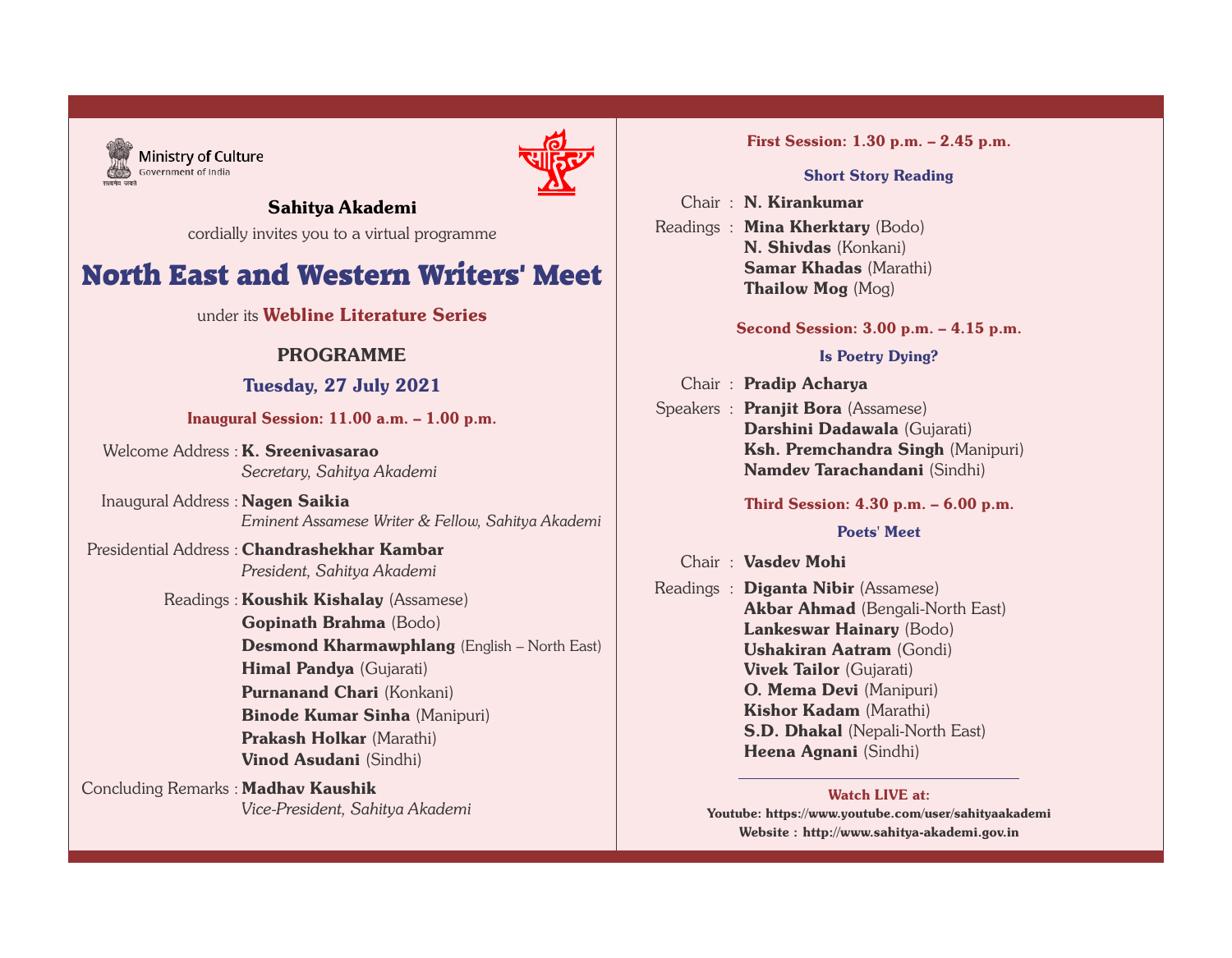Ministry of Culture
Government of India

**Sahitya Akademi**

cordially invites you to a virtual programme

# North East and Western Writers' Meet

under its **Webline Literature Series**

## PROGRAMME

### Tuesday, 27 July 2021

**Inaugural Session: 11.00 a.m. – 1.00 p.m.**

Welcome Address : **K. Sreenivasarao**
*Secretary, Sahitya Akademi*

Inaugural Address : **Nagen Saikia**
*Eminent Assamese Writer & Fellow, Sahitya Akademi*

Presidential Address : **Chandrashekhar Kambar**
*President, Sahitya Akademi*

Readings :
**Koushik Kishalay** (Assamese)
**Gopinath Brahma** (Bodo)
**Desmond Kharmawphlang** (English – North East)
**Himal Pandya** (Gujarati)
**Purnanand Chari** (Konkani)
**Binode Kumar Sinha** (Manipuri)
**Prakash Holkar** (Marathi)
**Vinod Asudani** (Sindhi)

Concluding Remarks : **Madhav Kaushik**
*Vice-President, Sahitya Akademi*

**First Session: 1.30 p.m. – 2.45 p.m.**

**Short Story Reading**

Chair : **N. Kirankumar**

Readings :
**Mina Kherktary** (Bodo)
**N. Shivdas** (Konkani)
**Samar Khadas** (Marathi)
**Thailow Mog** (Mog)

**Second Session: 3.00 p.m. – 4.15 p.m.**

**Is Poetry Dying?**

Chair : **Pradip Acharya**

Speakers :
**Pranjit Bora** (Assamese)
**Darshini Dadawala** (Gujarati)
**Ksh. Premchandra Singh** (Manipuri)
**Namdev Tarachandani** (Sindhi)

**Third Session: 4.30 p.m. – 6.00 p.m.**

**Poets' Meet**

Chair : **Vasdev Mohi**

Readings :
**Diganta Nibir** (Assamese)
**Akbar Ahmad** (Bengali-North East)
**Lankeswar Hainary** (Bodo)
**Ushakiran Aatram** (Gondi)
**Vivek Tailor** (Gujarati)
**O. Mema Devi** (Manipuri)
**Kishor Kadam** (Marathi)
**S.D. Dhakal** (Nepali-North East)
**Heena Agnani** (Sindhi)

---

**Watch LIVE at:**
**Youtube: https://www.youtube.com/user/sahityaakademi**
**Website : http://www.sahitya-akademi.gov.in**